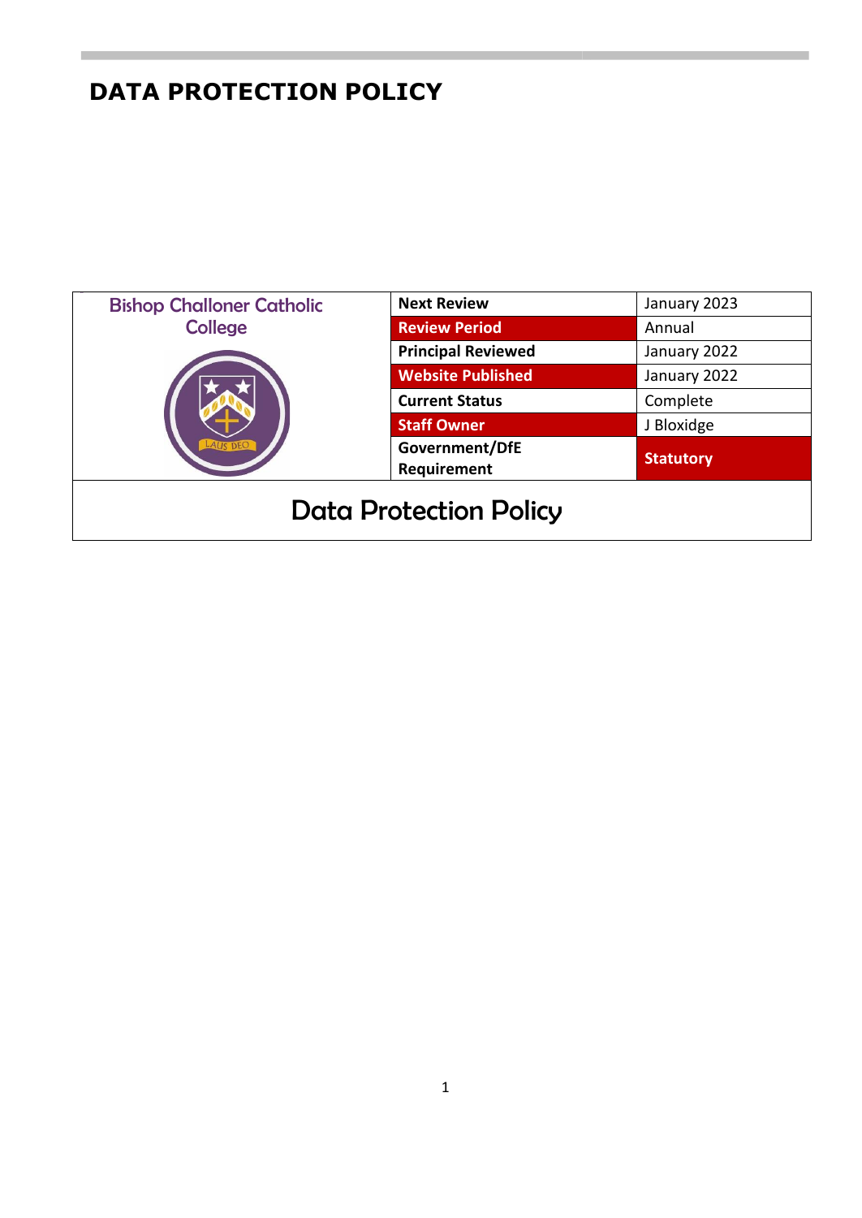# DATA PROTECTION POLICY

| Bishop Challoner Catholic College | Next Review | January 2023 |
| --- | --- | --- |
| | Review Period | Annual |
| | Principal Reviewed | January 2022 |
| | Website Published | January 2022 |
| | Current Status | Complete |
| | Staff Owner | J Bloxidge |
| | Government/DfE Requirement | Statutory |

## Data Protection Policy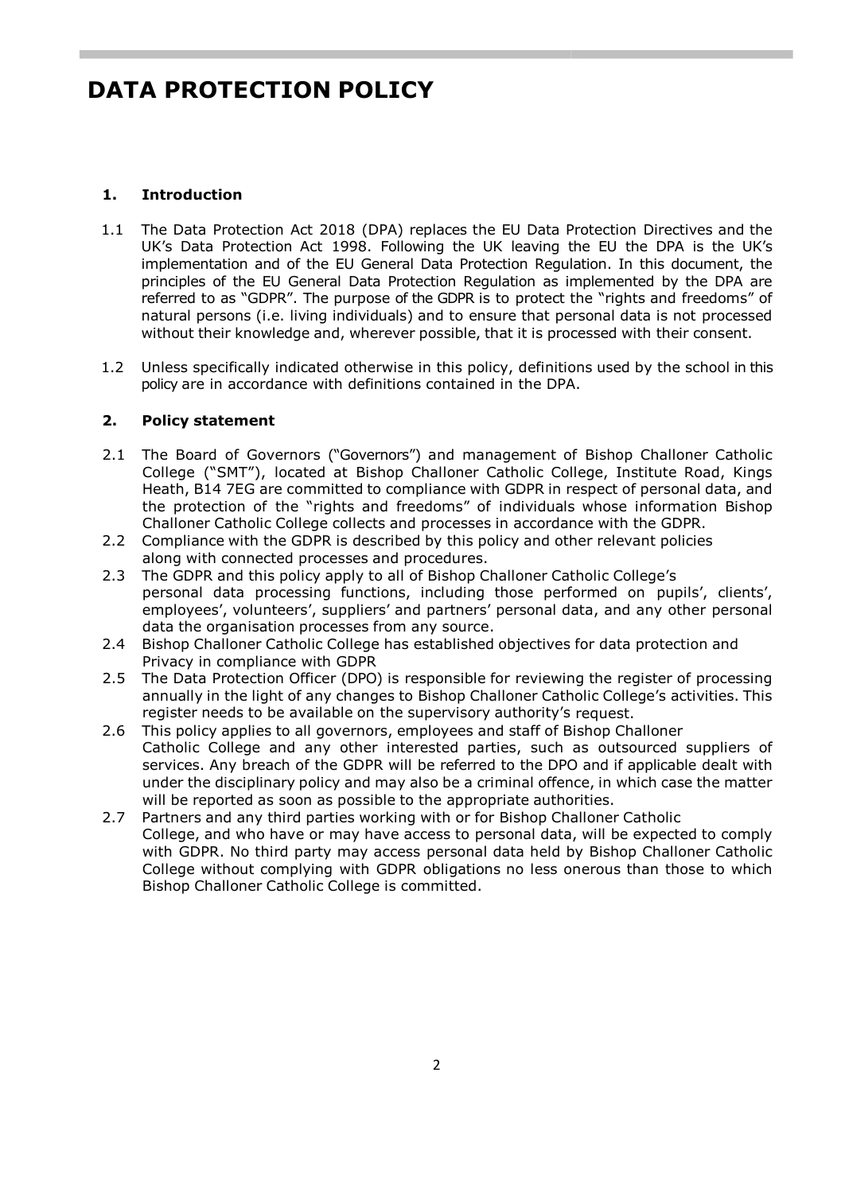# DATA PROTECTION POLICY

## 1. Introduction

1.1 The Data Protection Act 2018 (DPA) replaces the EU Data Protection Directives and the UK's Data Protection Act 1998. Following the UK leaving the EU the DPA is the UK's implementation and of the EU General Data Protection Regulation. In this document, the principles of the EU General Data Protection Regulation as implemented by the DPA are referred to as "GDPR". The purpose of the GDPR is to protect the "rights and freedoms" of natural persons (i.e. living individuals) and to ensure that personal data is not processed without their knowledge and, wherever possible, that it is processed with their consent.

1.2 Unless specifically indicated otherwise in this policy, definitions used by the school in this policy are in accordance with definitions contained in the DPA.

## 2. Policy statement

2.1 The Board of Governors ("Governors") and management of Bishop Challoner Catholic College ("SMT"), located at Bishop Challoner Catholic College, Institute Road, Kings Heath, B14 7EG are committed to compliance with GDPR in respect of personal data, and the protection of the "rights and freedoms" of individuals whose information Bishop Challoner Catholic College collects and processes in accordance with the GDPR.

2.2 Compliance with the GDPR is described by this policy and other relevant policies along with connected processes and procedures.

2.3 The GDPR and this policy apply to all of Bishop Challoner Catholic College's personal data processing functions, including those performed on pupils', clients', employees', volunteers', suppliers' and partners' personal data, and any other personal data the organisation processes from any source.

2.4 Bishop Challoner Catholic College has established objectives for data protection and Privacy in compliance with GDPR

2.5 The Data Protection Officer (DPO) is responsible for reviewing the register of processing annually in the light of any changes to Bishop Challoner Catholic College's activities. This register needs to be available on the supervisory authority's request.

2.6 This policy applies to all governors, employees and staff of Bishop Challoner Catholic College and any other interested parties, such as outsourced suppliers of services. Any breach of the GDPR will be referred to the DPO and if applicable dealt with under the disciplinary policy and may also be a criminal offence, in which case the matter will be reported as soon as possible to the appropriate authorities.

2.7 Partners and any third parties working with or for Bishop Challoner Catholic College, and who have or may have access to personal data, will be expected to comply with GDPR. No third party may access personal data held by Bishop Challoner Catholic College without complying with GDPR obligations no less onerous than those to which Bishop Challoner Catholic College is committed.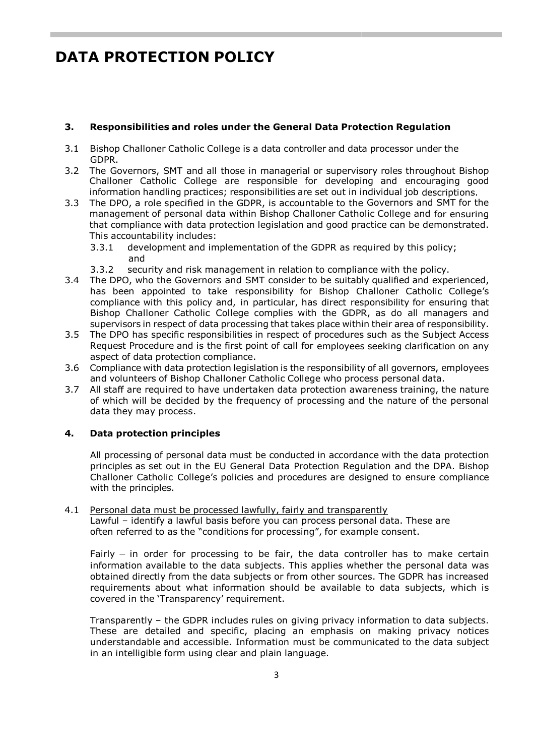# DATA PROTECTION POLICY

## 3. Responsibilities and roles under the General Data Protection Regulation

3.1 Bishop Challoner Catholic College is a data controller and data processor under the GDPR.

3.2 The Governors, SMT and all those in managerial or supervisory roles throughout Bishop Challoner Catholic College are responsible for developing and encouraging good information handling practices; responsibilities are set out in individual job descriptions.

3.3 The DPO, a role specified in the GDPR, is accountable to the Governors and SMT for the management of personal data within Bishop Challoner Catholic College and for ensuring that compliance with data protection legislation and good practice can be demonstrated. This accountability includes:

- 3.3.1 development and implementation of the GDPR as required by this policy; and
- 3.3.2 security and risk management in relation to compliance with the policy.

3.4 The DPO, who the Governors and SMT consider to be suitably qualified and experienced, has been appointed to take responsibility for Bishop Challoner Catholic College's compliance with this policy and, in particular, has direct responsibility for ensuring that Bishop Challoner Catholic College complies with the GDPR, as do all managers and supervisors in respect of data processing that takes place within their area of responsibility.

3.5 The DPO has specific responsibilities in respect of procedures such as the Subject Access Request Procedure and is the first point of call for employees seeking clarification on any aspect of data protection compliance.

3.6 Compliance with data protection legislation is the responsibility of all governors, employees and volunteers of Bishop Challoner Catholic College who process personal data.

3.7 All staff are required to have undertaken data protection awareness training, the nature of which will be decided by the frequency of processing and the nature of the personal data they may process.

## 4. Data protection principles

All processing of personal data must be conducted in accordance with the data protection principles as set out in the EU General Data Protection Regulation and the DPA. Bishop Challoner Catholic College's policies and procedures are designed to ensure compliance with the principles.

4.1 Personal data must be processed lawfully, fairly and transparently

Lawful – identify a lawful basis before you can process personal data. These are often referred to as the "conditions for processing", for example consent.

Fairly – in order for processing to be fair, the data controller has to make certain information available to the data subjects. This applies whether the personal data was obtained directly from the data subjects or from other sources. The GDPR has increased requirements about what information should be available to data subjects, which is covered in the 'Transparency' requirement.

Transparently – the GDPR includes rules on giving privacy information to data subjects. These are detailed and specific, placing an emphasis on making privacy notices understandable and accessible. Information must be communicated to the data subject in an intelligible form using clear and plain language.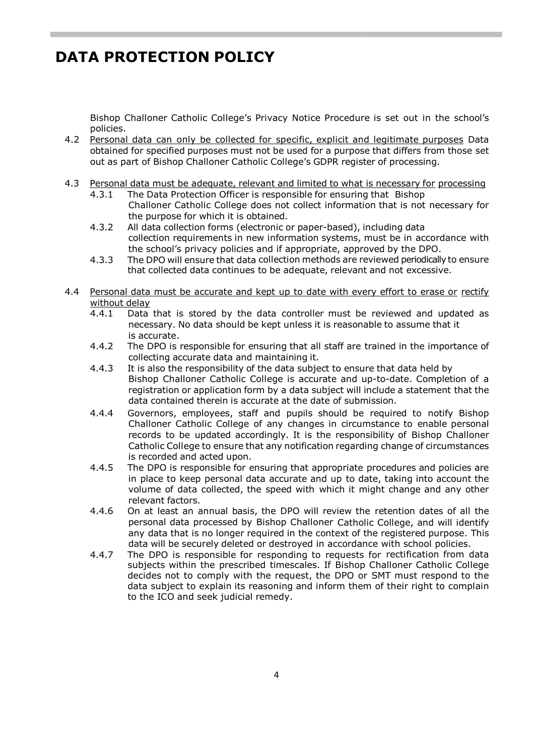Bishop Challoner Catholic College's Privacy Notice Procedure is set out in the school's policies.

4.2 <u>Personal data can only be collected for specific, explicit and legitimate purposes</u> Data obtained for specified purposes must not be used for a purpose that differs from those set out as part of Bishop Challoner Catholic College's GDPR register of processing.

4.3 <u>Personal data must be adequate, relevant and limited to what is necessary for processing</u>

4.3.1 The Data Protection Officer is responsible for ensuring that Bishop Challoner Catholic College does not collect information that is not necessary for the purpose for which it is obtained.

4.3.2 All data collection forms (electronic or paper-based), including data collection requirements in new information systems, must be in accordance with the school's privacy policies and if appropriate, approved by the DPO.

4.3.3 The DPO will ensure that data collection methods are reviewed periodically to ensure that collected data continues to be adequate, relevant and not excessive.

4.4 <u>Personal data must be accurate and kept up to date with every effort to erase or rectify without delay</u>

4.4.1 Data that is stored by the data controller must be reviewed and updated as necessary. No data should be kept unless it is reasonable to assume that it is accurate.

4.4.2 The DPO is responsible for ensuring that all staff are trained in the importance of collecting accurate data and maintaining it.

4.4.3 It is also the responsibility of the data subject to ensure that data held by Bishop Challoner Catholic College is accurate and up-to-date. Completion of a registration or application form by a data subject will include a statement that the data contained therein is accurate at the date of submission.

4.4.4 Governors, employees, staff and pupils should be required to notify Bishop Challoner Catholic College of any changes in circumstance to enable personal records to be updated accordingly. It is the responsibility of Bishop Challoner Catholic College to ensure that any notification regarding change of circumstances is recorded and acted upon.

4.4.5 The DPO is responsible for ensuring that appropriate procedures and policies are in place to keep personal data accurate and up to date, taking into account the volume of data collected, the speed with which it might change and any other relevant factors.

4.4.6 On at least an annual basis, the DPO will review the retention dates of all the personal data processed by Bishop Challoner Catholic College, and will identify any data that is no longer required in the context of the registered purpose. This data will be securely deleted or destroyed in accordance with school policies.

4.4.7 The DPO is responsible for responding to requests for rectification from data subjects within the prescribed timescales. If Bishop Challoner Catholic College decides not to comply with the request, the DPO or SMT must respond to the data subject to explain its reasoning and inform them of their right to complain to the ICO and seek judicial remedy.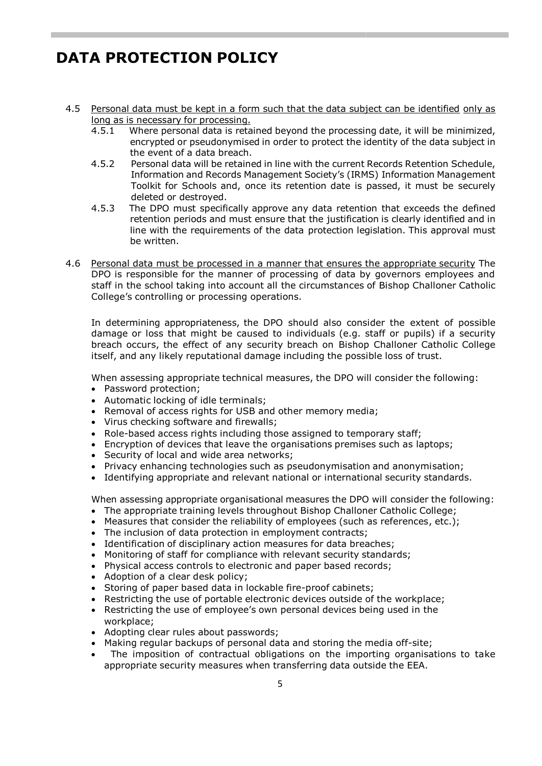# DATA PROTECTION POLICY

4.5 <u>Personal data must be kept in a form such that the data subject can be identified</u> <u>only as long as is necessary for processing.</u>

4.5.1 Where personal data is retained beyond the processing date, it will be minimized, encrypted or pseudonymised in order to protect the identity of the data subject in the event of a data breach.

4.5.2 Personal data will be retained in line with the current Records Retention Schedule, Information and Records Management Society's (IRMS) Information Management Toolkit for Schools and, once its retention date is passed, it must be securely deleted or destroyed.

4.5.3 The DPO must specifically approve any data retention that exceeds the defined retention periods and must ensure that the justification is clearly identified and in line with the requirements of the data protection legislation. This approval must be written.

4.6 <u>Personal data must be processed in a manner that ensures the appropriate security</u> The DPO is responsible for the manner of processing of data by governors employees and staff in the school taking into account all the circumstances of Bishop Challoner Catholic College's controlling or processing operations.

In determining appropriateness, the DPO should also consider the extent of possible damage or loss that might be caused to individuals (e.g. staff or pupils) if a security breach occurs, the effect of any security breach on Bishop Challoner Catholic College itself, and any likely reputational damage including the possible loss of trust.

When assessing appropriate technical measures, the DPO will consider the following:

- Password protection;
- Automatic locking of idle terminals;
- Removal of access rights for USB and other memory media;
- Virus checking software and firewalls;
- Role-based access rights including those assigned to temporary staff;
- Encryption of devices that leave the organisations premises such as laptops;
- Security of local and wide area networks;
- Privacy enhancing technologies such as pseudonymisation and anonymisation;
- Identifying appropriate and relevant national or international security standards.

When assessing appropriate organisational measures the DPO will consider the following:

- The appropriate training levels throughout Bishop Challoner Catholic College;
- Measures that consider the reliability of employees (such as references, etc.);
- The inclusion of data protection in employment contracts;
- Identification of disciplinary action measures for data breaches;
- Monitoring of staff for compliance with relevant security standards;
- Physical access controls to electronic and paper based records;
- Adoption of a clear desk policy;
- Storing of paper based data in lockable fire-proof cabinets;
- Restricting the use of portable electronic devices outside of the workplace;
- Restricting the use of employee's own personal devices being used in the workplace;
- Adopting clear rules about passwords;
- Making regular backups of personal data and storing the media off-site;
- The imposition of contractual obligations on the importing organisations to take appropriate security measures when transferring data outside the EEA.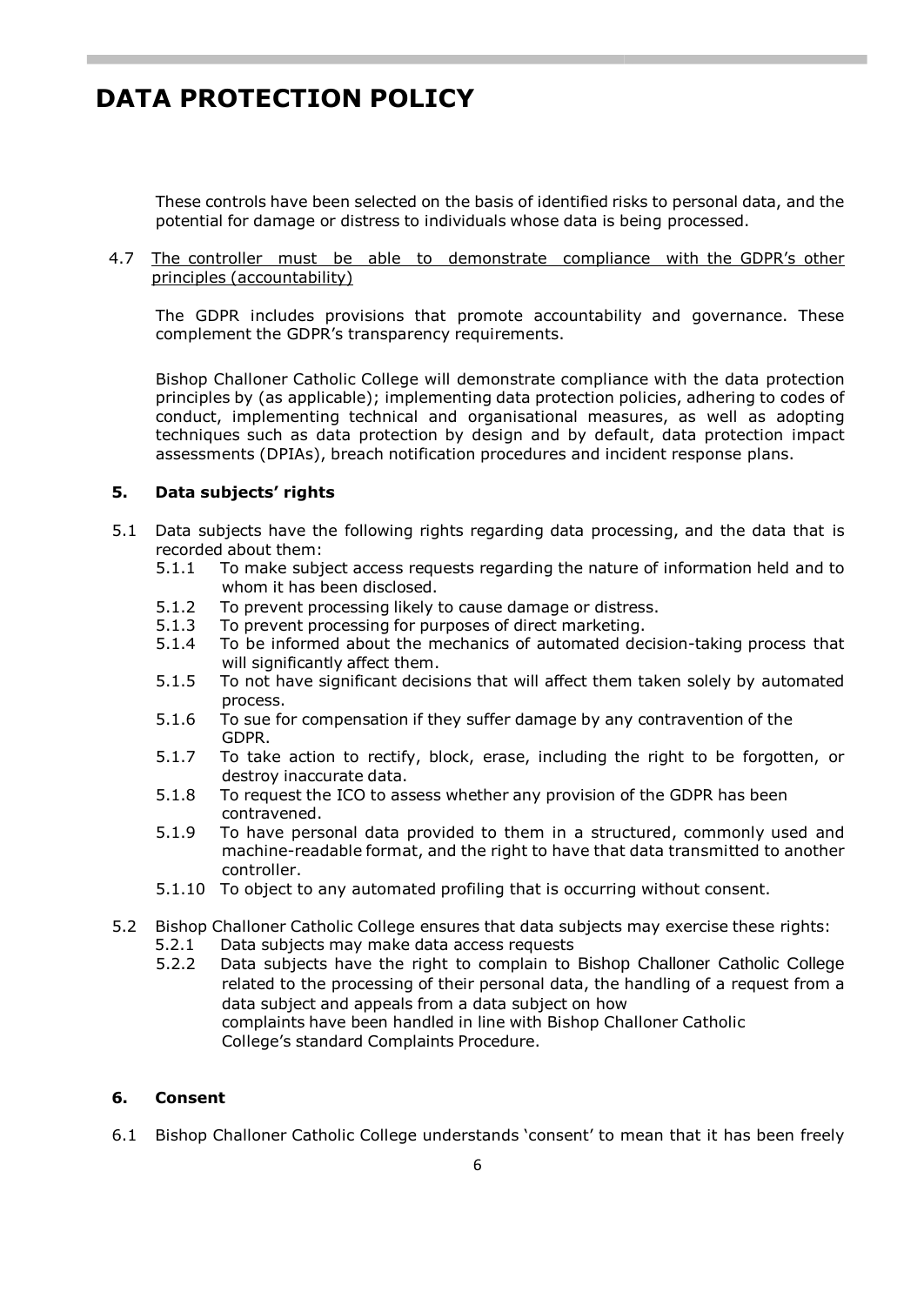# DATA PROTECTION POLICY

These controls have been selected on the basis of identified risks to personal data, and the potential for damage or distress to individuals whose data is being processed.

4.7 The controller must be able to demonstrate compliance with the GDPR's other principles (accountability)

The GDPR includes provisions that promote accountability and governance. These complement the GDPR's transparency requirements.

Bishop Challoner Catholic College will demonstrate compliance with the data protection principles by (as applicable); implementing data protection policies, adhering to codes of conduct, implementing technical and organisational measures, as well as adopting techniques such as data protection by design and by default, data protection impact assessments (DPIAs), breach notification procedures and incident response plans.

## 5. Data subjects' rights

5.1 Data subjects have the following rights regarding data processing, and the data that is recorded about them:

- 5.1.1 To make subject access requests regarding the nature of information held and to whom it has been disclosed.
- 5.1.2 To prevent processing likely to cause damage or distress.
- 5.1.3 To prevent processing for purposes of direct marketing.
- 5.1.4 To be informed about the mechanics of automated decision-taking process that will significantly affect them.
- 5.1.5 To not have significant decisions that will affect them taken solely by automated process.
- 5.1.6 To sue for compensation if they suffer damage by any contravention of the GDPR.
- 5.1.7 To take action to rectify, block, erase, including the right to be forgotten, or destroy inaccurate data.
- 5.1.8 To request the ICO to assess whether any provision of the GDPR has been contravened.
- 5.1.9 To have personal data provided to them in a structured, commonly used and machine-readable format, and the right to have that data transmitted to another controller.
- 5.1.10 To object to any automated profiling that is occurring without consent.

5.2 Bishop Challoner Catholic College ensures that data subjects may exercise these rights:

- 5.2.1 Data subjects may make data access requests
- 5.2.2 Data subjects have the right to complain to Bishop Challoner Catholic College related to the processing of their personal data, the handling of a request from a data subject and appeals from a data subject on how complaints have been handled in line with Bishop Challoner Catholic College's standard Complaints Procedure.

## 6. Consent

6.1 Bishop Challoner Catholic College understands 'consent' to mean that it has been freely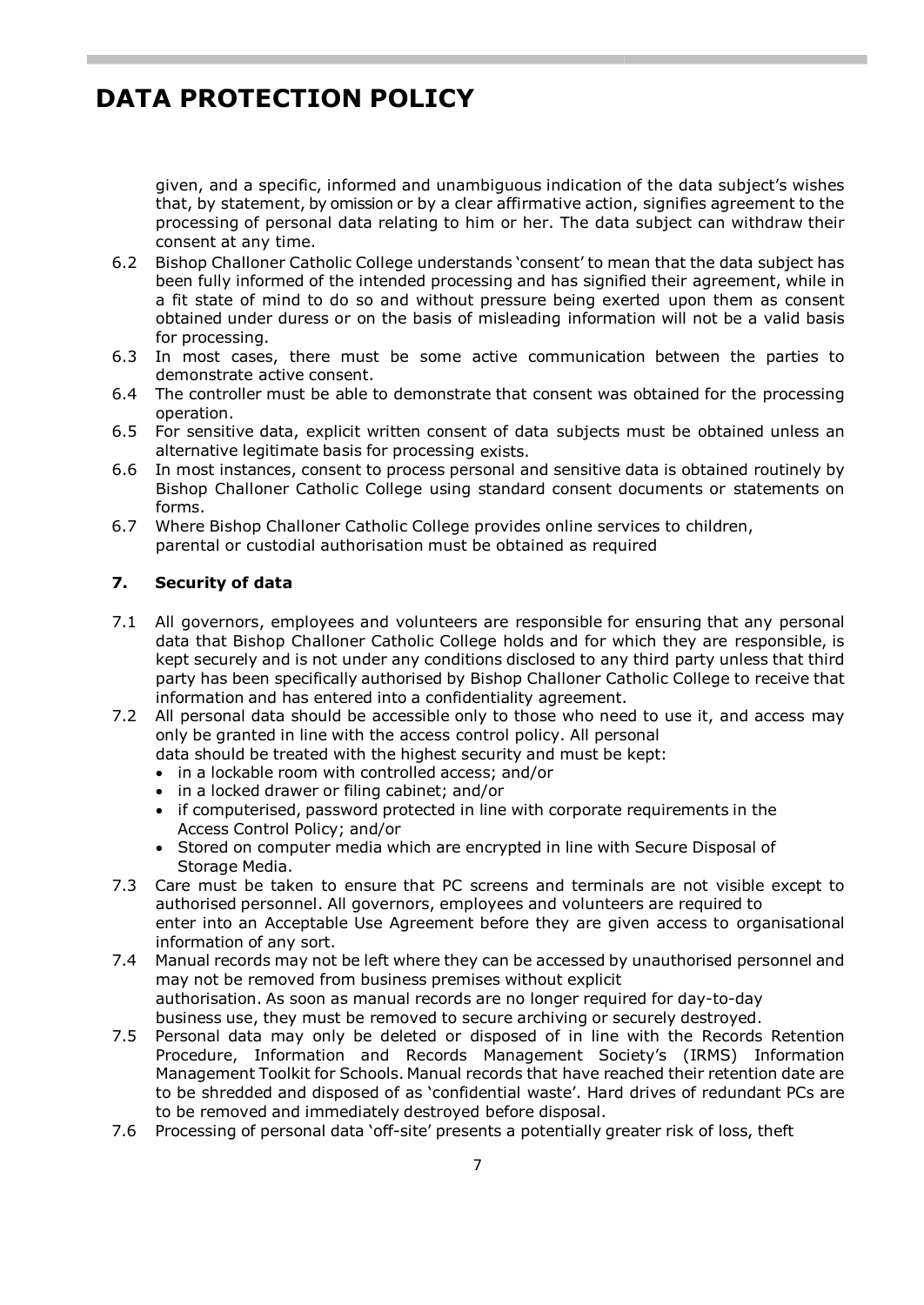given, and a specific, informed and unambiguous indication of the data subject's wishes that, by statement, by omission or by a clear affirmative action, signifies agreement to the processing of personal data relating to him or her. The data subject can withdraw their consent at any time.

6.2 Bishop Challoner Catholic College understands 'consent' to mean that the data subject has been fully informed of the intended processing and has signified their agreement, while in a fit state of mind to do so and without pressure being exerted upon them as consent obtained under duress or on the basis of misleading information will not be a valid basis for processing.

6.3 In most cases, there must be some active communication between the parties to demonstrate active consent.

6.4 The controller must be able to demonstrate that consent was obtained for the processing operation.

6.5 For sensitive data, explicit written consent of data subjects must be obtained unless an alternative legitimate basis for processing exists.

6.6 In most instances, consent to process personal and sensitive data is obtained routinely by Bishop Challoner Catholic College using standard consent documents or statements on forms.

6.7 Where Bishop Challoner Catholic College provides online services to children, parental or custodial authorisation must be obtained as required

### 7. Security of data

7.1 All governors, employees and volunteers are responsible for ensuring that any personal data that Bishop Challoner Catholic College holds and for which they are responsible, is kept securely and is not under any conditions disclosed to any third party unless that third party has been specifically authorised by Bishop Challoner Catholic College to receive that information and has entered into a confidentiality agreement.

7.2 All personal data should be accessible only to those who need to use it, and access may only be granted in line with the access control policy. All personal data should be treated with the highest security and must be kept:

- in a lockable room with controlled access; and/or
- in a locked drawer or filing cabinet; and/or
- if computerised, password protected in line with corporate requirements in the Access Control Policy; and/or
- Stored on computer media which are encrypted in line with Secure Disposal of Storage Media.

7.3 Care must be taken to ensure that PC screens and terminals are not visible except to authorised personnel. All governors, employees and volunteers are required to enter into an Acceptable Use Agreement before they are given access to organisational information of any sort.

7.4 Manual records may not be left where they can be accessed by unauthorised personnel and may not be removed from business premises without explicit authorisation. As soon as manual records are no longer required for day-to-day business use, they must be removed to secure archiving or securely destroyed.

7.5 Personal data may only be deleted or disposed of in line with the Records Retention Procedure, Information and Records Management Society's (IRMS) Information Management Toolkit for Schools. Manual records that have reached their retention date are to be shredded and disposed of as 'confidential waste'. Hard drives of redundant PCs are to be removed and immediately destroyed before disposal.

7.6 Processing of personal data 'off-site' presents a potentially greater risk of loss, theft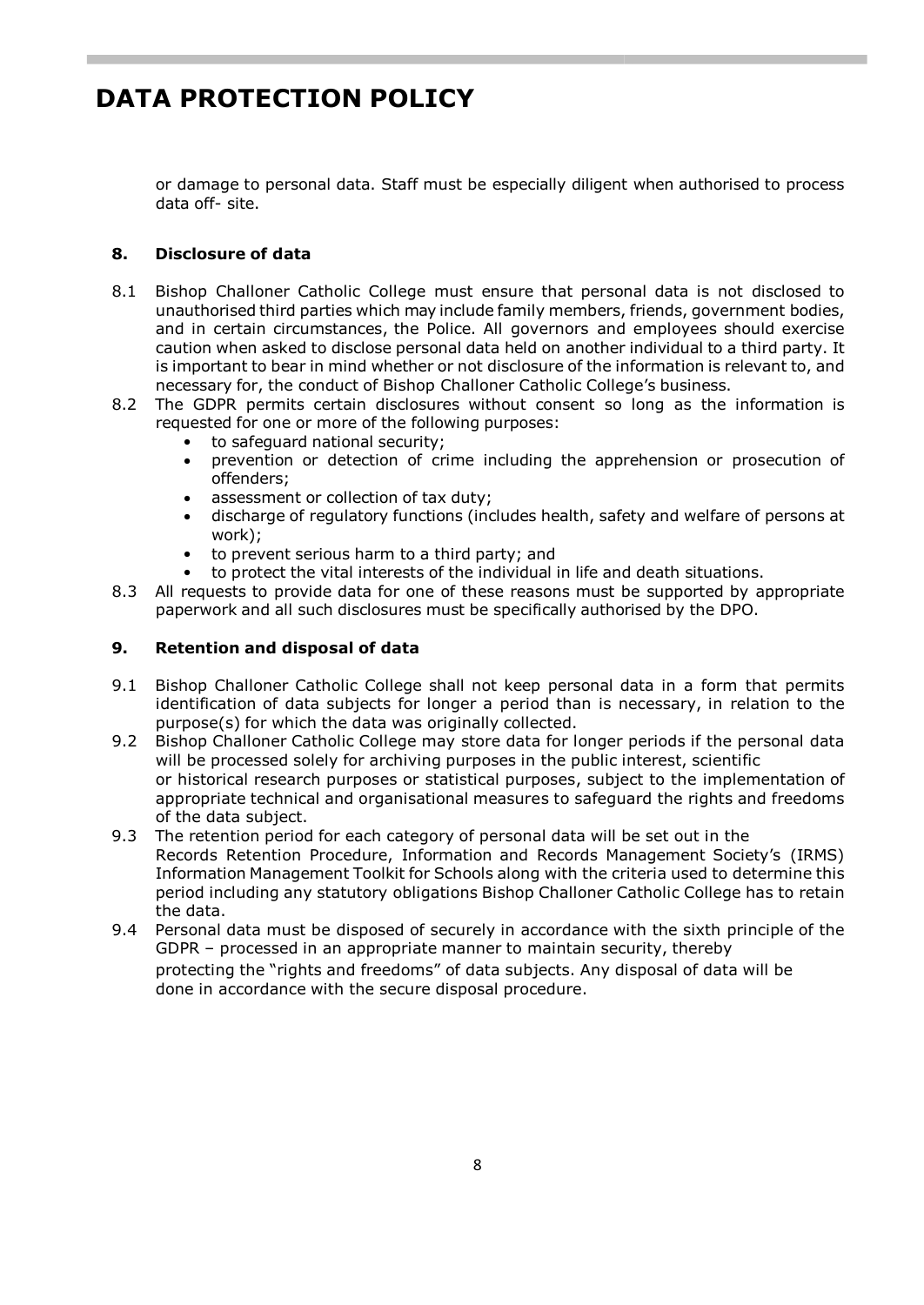or damage to personal data. Staff must be especially diligent when authorised to process data off- site.

## 8. Disclosure of data

8.1 Bishop Challoner Catholic College must ensure that personal data is not disclosed to unauthorised third parties which may include family members, friends, government bodies, and in certain circumstances, the Police. All governors and employees should exercise caution when asked to disclose personal data held on another individual to a third party. It is important to bear in mind whether or not disclosure of the information is relevant to, and necessary for, the conduct of Bishop Challoner Catholic College's business.

8.2 The GDPR permits certain disclosures without consent so long as the information is requested for one or more of the following purposes:

- to safeguard national security;
- prevention or detection of crime including the apprehension or prosecution of offenders;
- assessment or collection of tax duty;
- discharge of regulatory functions (includes health, safety and welfare of persons at work);
- to prevent serious harm to a third party; and
- to protect the vital interests of the individual in life and death situations.

8.3 All requests to provide data for one of these reasons must be supported by appropriate paperwork and all such disclosures must be specifically authorised by the DPO.

## 9. Retention and disposal of data

9.1 Bishop Challoner Catholic College shall not keep personal data in a form that permits identification of data subjects for longer a period than is necessary, in relation to the purpose(s) for which the data was originally collected.

9.2 Bishop Challoner Catholic College may store data for longer periods if the personal data will be processed solely for archiving purposes in the public interest, scientific or historical research purposes or statistical purposes, subject to the implementation of appropriate technical and organisational measures to safeguard the rights and freedoms of the data subject.

9.3 The retention period for each category of personal data will be set out in the Records Retention Procedure, Information and Records Management Society's (IRMS) Information Management Toolkit for Schools along with the criteria used to determine this period including any statutory obligations Bishop Challoner Catholic College has to retain the data.

9.4 Personal data must be disposed of securely in accordance with the sixth principle of the GDPR – processed in an appropriate manner to maintain security, thereby protecting the "rights and freedoms" of data subjects. Any disposal of data will be done in accordance with the secure disposal procedure.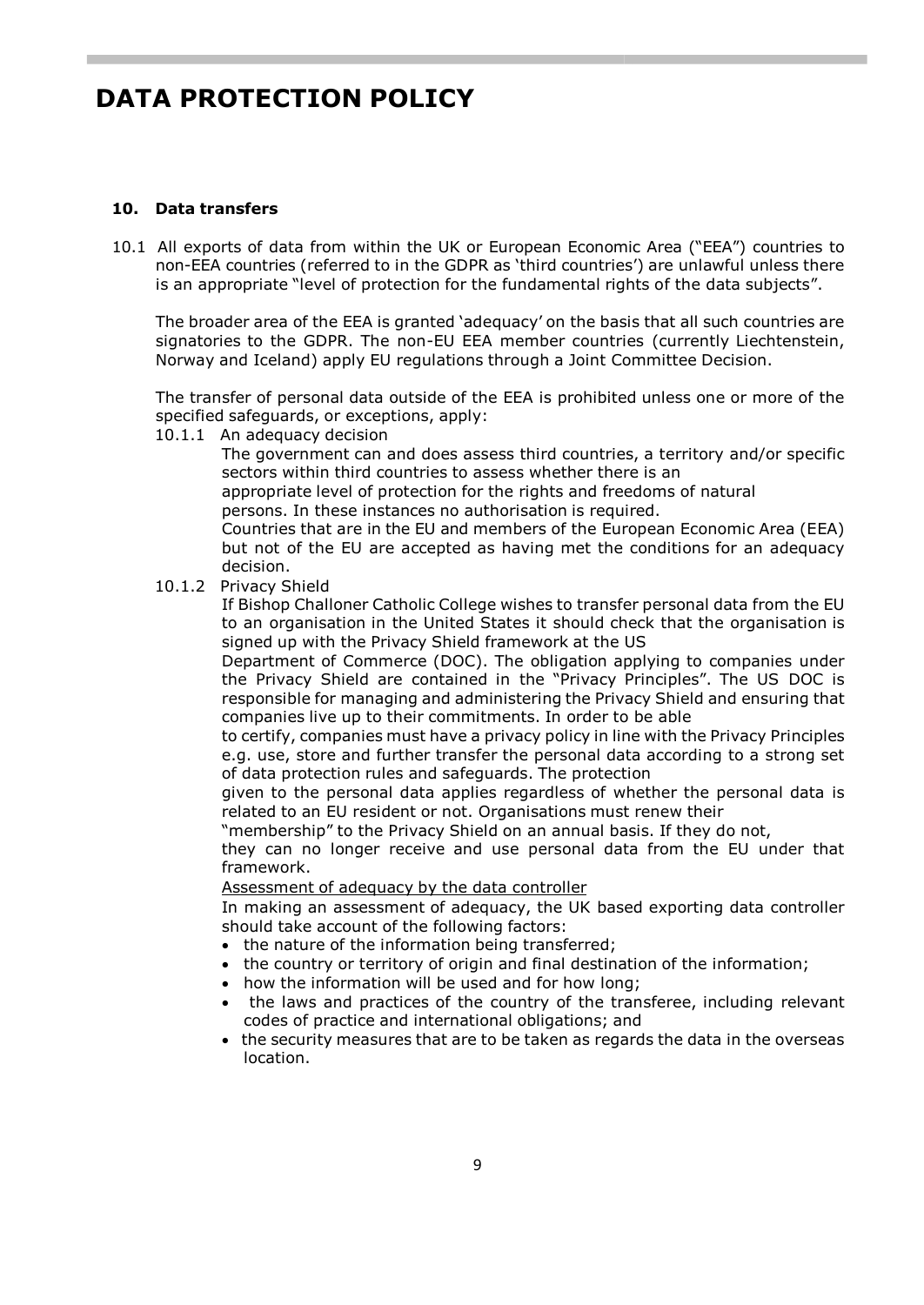# DATA PROTECTION POLICY

## 10. Data transfers

10.1 All exports of data from within the UK or European Economic Area ("EEA") countries to non-EEA countries (referred to in the GDPR as 'third countries') are unlawful unless there is an appropriate "level of protection for the fundamental rights of the data subjects".

The broader area of the EEA is granted 'adequacy' on the basis that all such countries are signatories to the GDPR. The non-EU EEA member countries (currently Liechtenstein, Norway and Iceland) apply EU regulations through a Joint Committee Decision.

The transfer of personal data outside of the EEA is prohibited unless one or more of the specified safeguards, or exceptions, apply:

10.1.1 An adequacy decision

The government can and does assess third countries, a territory and/or specific sectors within third countries to assess whether there is an appropriate level of protection for the rights and freedoms of natural persons. In these instances no authorisation is required.

Countries that are in the EU and members of the European Economic Area (EEA) but not of the EU are accepted as having met the conditions for an adequacy decision.

10.1.2 Privacy Shield

If Bishop Challoner Catholic College wishes to transfer personal data from the EU to an organisation in the United States it should check that the organisation is signed up with the Privacy Shield framework at the US Department of Commerce (DOC). The obligation applying to companies under the Privacy Shield are contained in the "Privacy Principles". The US DOC is responsible for managing and administering the Privacy Shield and ensuring that companies live up to their commitments. In order to be able to certify, companies must have a privacy policy in line with the Privacy Principles e.g. use, store and further transfer the personal data according to a strong set of data protection rules and safeguards. The protection given to the personal data applies regardless of whether the personal data is related to an EU resident or not. Organisations must renew their "membership" to the Privacy Shield on an annual basis. If they do not, they can no longer receive and use personal data from the EU under that framework.

<u>Assessment of adequacy by the data controller</u>

In making an assessment of adequacy, the UK based exporting data controller should take account of the following factors:

- the nature of the information being transferred;
- the country or territory of origin and final destination of the information;
- how the information will be used and for how long;
- the laws and practices of the country of the transferee, including relevant codes of practice and international obligations; and
- the security measures that are to be taken as regards the data in the overseas location.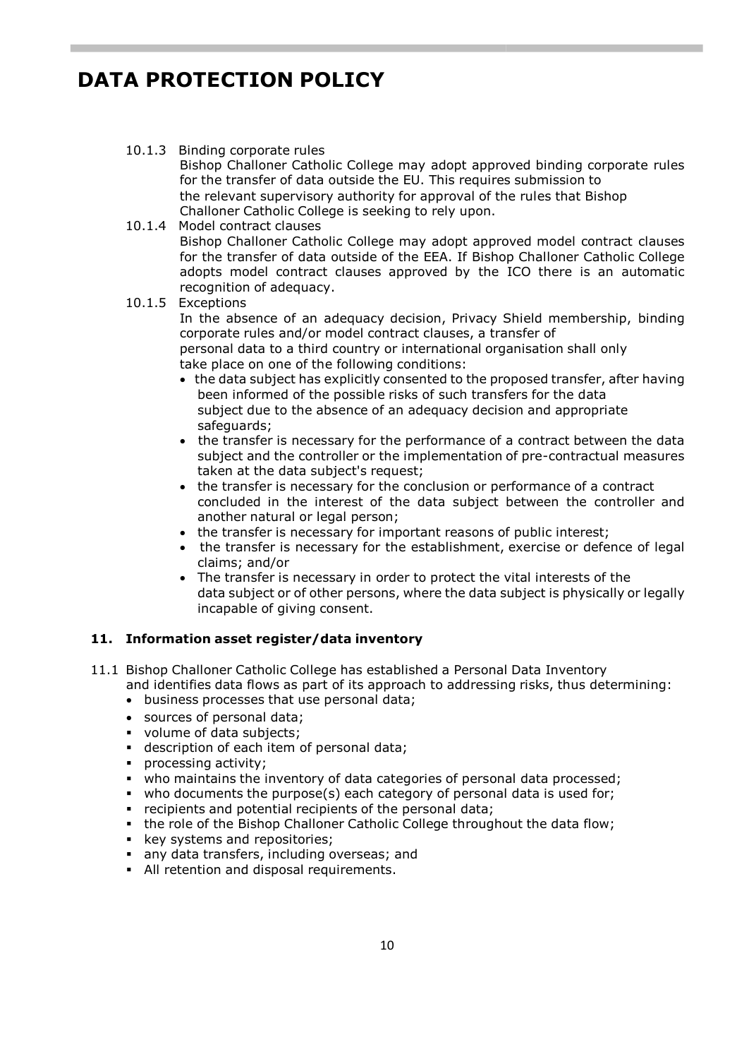# DATA PROTECTION POLICY

10.1.3 Binding corporate rules

Bishop Challoner Catholic College may adopt approved binding corporate rules for the transfer of data outside the EU. This requires submission to the relevant supervisory authority for approval of the rules that Bishop Challoner Catholic College is seeking to rely upon.

10.1.4 Model contract clauses

Bishop Challoner Catholic College may adopt approved model contract clauses for the transfer of data outside of the EEA. If Bishop Challoner Catholic College adopts model contract clauses approved by the ICO there is an automatic recognition of adequacy.

10.1.5 Exceptions

In the absence of an adequacy decision, Privacy Shield membership, binding corporate rules and/or model contract clauses, a transfer of personal data to a third country or international organisation shall only take place on one of the following conditions:

- the data subject has explicitly consented to the proposed transfer, after having been informed of the possible risks of such transfers for the data subject due to the absence of an adequacy decision and appropriate safeguards;
- the transfer is necessary for the performance of a contract between the data subject and the controller or the implementation of pre-contractual measures taken at the data subject's request;
- the transfer is necessary for the conclusion or performance of a contract concluded in the interest of the data subject between the controller and another natural or legal person;
- the transfer is necessary for important reasons of public interest;
- the transfer is necessary for the establishment, exercise or defence of legal claims; and/or
- The transfer is necessary in order to protect the vital interests of the data subject or of other persons, where the data subject is physically or legally incapable of giving consent.

### 11. Information asset register/data inventory

11.1 Bishop Challoner Catholic College has established a Personal Data Inventory and identifies data flows as part of its approach to addressing risks, thus determining:

- business processes that use personal data;
- sources of personal data;
- volume of data subjects;
- description of each item of personal data;
- processing activity;
- who maintains the inventory of data categories of personal data processed;
- who documents the purpose(s) each category of personal data is used for;
- recipients and potential recipients of the personal data;
- the role of the Bishop Challoner Catholic College throughout the data flow;
- key systems and repositories;
- any data transfers, including overseas; and
- All retention and disposal requirements.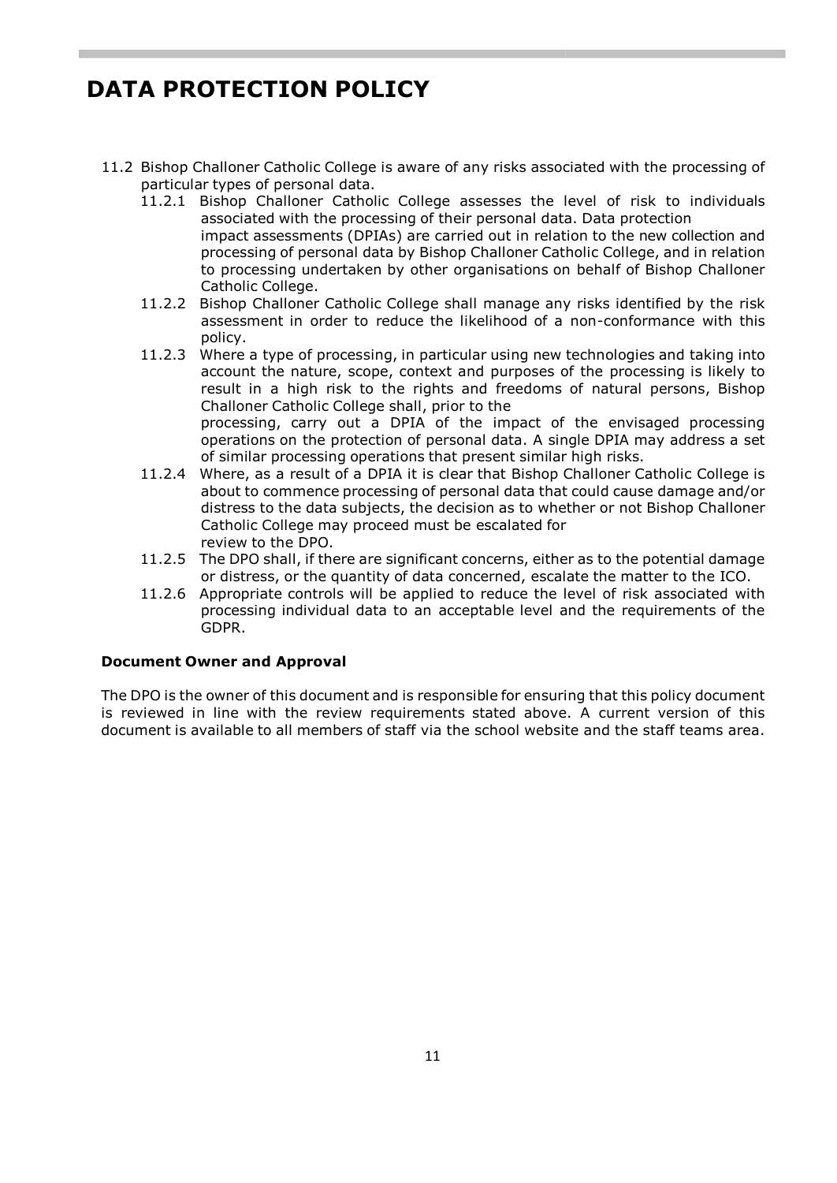# DATA PROTECTION POLICY

11.2 Bishop Challoner Catholic College is aware of any risks associated with the processing of particular types of personal data.

- 11.2.1 Bishop Challoner Catholic College assesses the level of risk to individuals associated with the processing of their personal data. Data protection impact assessments (DPIAs) are carried out in relation to the new collection and processing of personal data by Bishop Challoner Catholic College, and in relation to processing undertaken by other organisations on behalf of Bishop Challoner Catholic College.
- 11.2.2 Bishop Challoner Catholic College shall manage any risks identified by the risk assessment in order to reduce the likelihood of a non-conformance with this policy.
- 11.2.3 Where a type of processing, in particular using new technologies and taking into account the nature, scope, context and purposes of the processing is likely to result in a high risk to the rights and freedoms of natural persons, Bishop Challoner Catholic College shall, prior to the processing, carry out a DPIA of the impact of the envisaged processing operations on the protection of personal data. A single DPIA may address a set of similar processing operations that present similar high risks.
- 11.2.4 Where, as a result of a DPIA it is clear that Bishop Challoner Catholic College is about to commence processing of personal data that could cause damage and/or distress to the data subjects, the decision as to whether or not Bishop Challoner Catholic College may proceed must be escalated for review to the DPO.
- 11.2.5 The DPO shall, if there are significant concerns, either as to the potential damage or distress, or the quantity of data concerned, escalate the matter to the ICO.
- 11.2.6 Appropriate controls will be applied to reduce the level of risk associated with processing individual data to an acceptable level and the requirements of the GDPR.

**Document Owner and Approval**

The DPO is the owner of this document and is responsible for ensuring that this policy document is reviewed in line with the review requirements stated above. A current version of this document is available to all members of staff via the school website and the staff teams area.